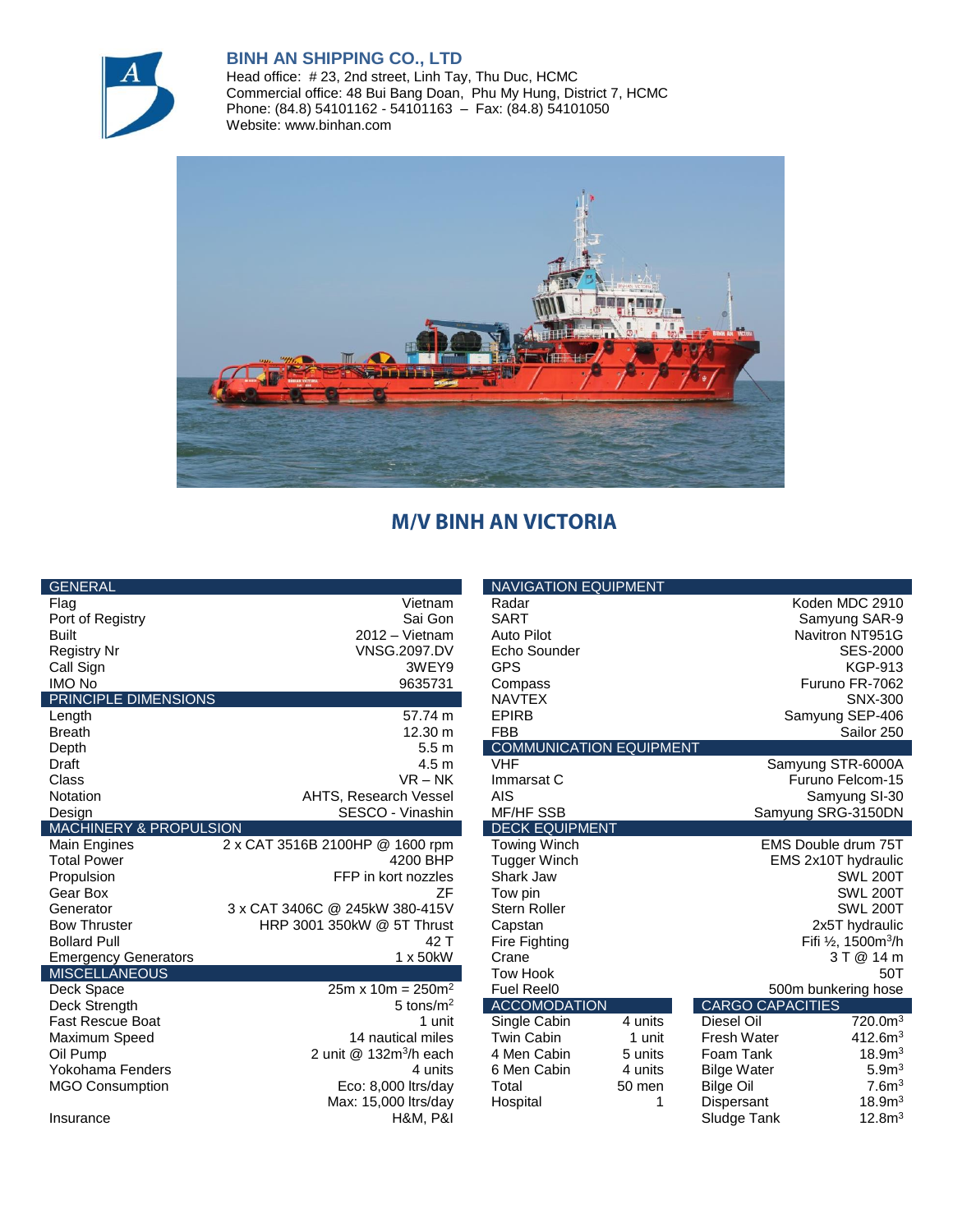## BINH AN SHIPPING CO., LTD

Head office: # 23, 2nd street, Linh Tay, Thu Duc, HCMC
Commercial office: 48 Bui Bang Doan, Phu My Hung, District 7, HCMC
Phone: (84.8) 54101162 - 54101163 – Fax: (84.8) 54101050
Website: www.binhan.com

# M/V BINH AN VICTORIA

| GENERAL | |
|---|---|
| Flag | Vietnam |
| Port of Registry | Sai Gon |
| Built | 2012 – Vietnam |
| Registry Nr | VNSG.2097.DV |
| Call Sign | 3WEY9 |
| IMO No | 9635731 |
| **PRINCIPLE DIMENSIONS** | |
| Length | 57.74 m |
| Breath | 12.30 m |
| Depth | 5.5 m |
| Draft | 4.5 m |
| Class | VR – NK |
| Notation | AHTS, Research Vessel |
| Design | SESCO - Vinashin |
| **MACHINERY & PROPULSION** | |
| Main Engines | 2 x CAT 3516B 2100HP @ 1600 rpm |
| Total Power | 4200 BHP |
| Propulsion | FFP in kort nozzles |
| Gear Box | ZF |
| Generator | 3 x CAT 3406C @ 245kW 380-415V |
| Bow Thruster | HRP 3001 350kW @ 5T Thrust |
| Bollard Pull | 42 T |
| Emergency Generators | 1 x 50kW |
| **MISCELLANEOUS** | |
| Deck Space | 25m x 10m = 250m$^2$ |
| Deck Strength | 5 tons/m$^2$ |
| Fast Rescue Boat | 1 unit |
| Maximum Speed | 14 nautical miles |
| Oil Pump | 2 unit @ 132m$^3$/h each |
| Yokohama Fenders | 4 units |
| MGO Consumption | Eco: 8,000 ltrs/day<br>Max: 15,000 ltrs/day |
| Insurance | H&M, P&I |

| NAVIGATION EQUIPMENT | |
|---|---|
| Radar | Koden MDC 2910 |
| SART | Samyung SAR-9 |
| Auto Pilot | Navitron NT951G |
| Echo Sounder | SES-2000 |
| GPS | KGP-913 |
| Compass | Furuno FR-7062 |
| NAVTEX | SNX-300 |
| EPIRB | Samyung SEP-406 |
| FBB | Sailor 250 |
| **COMMUNICATION EQUIPMENT** | |
| VHF | Samyung STR-6000A |
| Immarsat C | Furuno Felcom-15 |
| AIS | Samyung SI-30 |
| MF/HF SSB | Samyung SRG-3150DN |
| **DECK EQUIPMENT** | |
| Towing Winch | EMS Double drum 75T |
| Tugger Winch | EMS 2x10T hydraulic |
| Shark Jaw | SWL 200T |
| Tow pin | SWL 200T |
| Stern Roller | SWL 200T |
| Capstan | 2x5T hydraulic |
| Fire Fighting | Fifi ½, 1500m$^3$/h |
| Crane | 3 T @ 14 m |
| Tow Hook | 50T |
| Fuel Reel0 | 500m bunkering hose |

| ACCOMODATION | |
|---|---|
| Single Cabin | 4 units |
| Twin Cabin | 1 unit |
| 4 Men Cabin | 5 units |
| 6 Men Cabin | 4 units |
| Total | 50 men |
| Hospital | 1 |

| CARGO CAPACITIES | |
|---|---|
| Diesel Oil | 720.0m$^3$ |
| Fresh Water | 412.6m$^3$ |
| Foam Tank | 18.9m$^3$ |
| Bilge Water | 5.9m$^3$ |
| Bilge Oil | 7.6m$^3$ |
| Dispersant | 18.9m$^3$ |
| Sludge Tank | 12.8m$^3$ |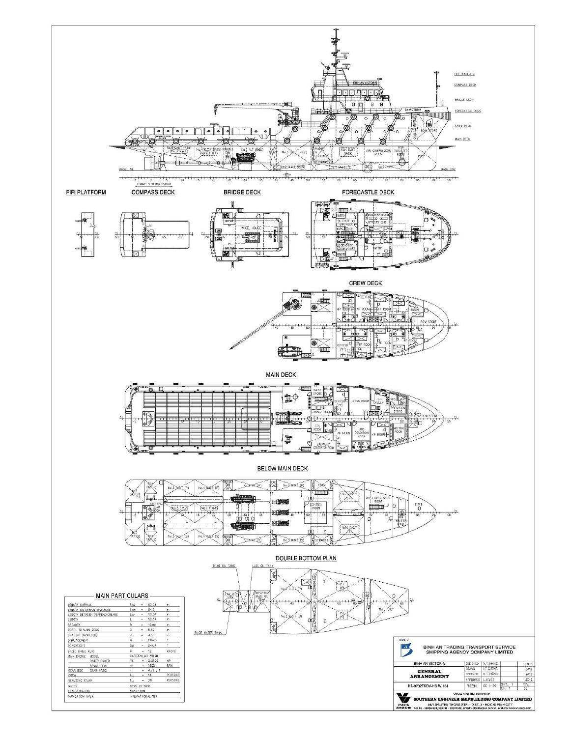FIFI PLATFORM

COMPASS DECK

BRIDGE DECK

FORECASTLE DECK

CREW DECK

MAIN DECK

BELOW MAIN DECK

DOUBLE BOTTOM PLAN

## MAIN PARTICULARS

| | | | | |
|---|---|---|---|---|
| LENGTH OVERALL | $L_{OA}$ | = | 57,05 | m |
| LENGTH ON DESIGN WATERLINE | $L_{DWL}$ | = | 54,51 | m |
| LENGTH BETWEEN PERPENDICULARS | $L_{PP}$ | = | 50,00 | m |
| LENGTH | L | = | 52,53 | m |
| BREADTH | B | = | 12,00 | m |
| DEPTH TO MAIN DECK | D | = | 5,50 | m |
| DRAUGHT (MOULDED) | d | = | 4,50 | m |
| DISPLACEMENT | W | = | 1942,2 | T |
| DEADWEIGHT | DW | = | 944,7 | T |
| SPEED (FREE RUN) | V | = | 12 | KNOTS |
| MAIN ENGINE MODEL | | | CATERPILLAR 3516B | |
| RATED POWER | NE | = | 2x2100 | HP |
| REVOLUTION | n | = | 1600 | RPM |
| GEAR BOX GEAR RATIO | i | = | 4,76 : 1 | |
| CREW | $L_{cr}$ | = | 14 | PERSONS |
| SERVICING STAFF | $L_{st}$ | = | 28 | PERSONS |
| RULES | | | QCVN 21:2010 | |
| CLASSIFICATION | | | *VRH *VRM | |
| NAVIGATION AREA | | | INTERNATIONAL SEA | |

OWNER

BINH AN TRADING TRANSPORT SERVICE SHIPPING AGENCY COMPANY LIMITED

| | | | |
|---|---|---|---|
| BINH AN VICTORIA | DESIGNED | N.T.THẮNG | .2012 |
| GENERAL ARRANGEMENT | DRAWN | LÊ CƯỜNG | .2012 |
| | CHECKED | N.T.THẮNG | .2012 |
| | APPROVED | L.H.VIỆT | .2012 |
| HA-0702TKDV-HC.W.104 | TECH. | SC 1:150 | SHT. 1 OF: 1 / REV. 00 |

VINASHIN GROUP

SOUTHERN ENGINEER SHIPBUILDING COMPANY LIMITED

36/1 NGUYEN THONG STR. - DIST. 3 - HO CHI MINH CITY